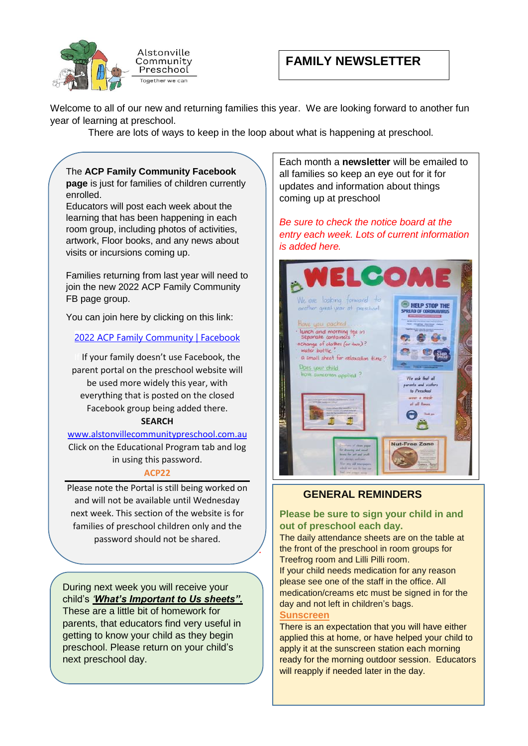Alstonville Community Preschool

Together we can

# FAMILY NEWSLETTER

Welcome to all of our new and returning families this year. We are looking forward to another fun year of learning at preschool.

There are lots of ways to keep in the loop about what is happening at preschool.

The **ACP Family Community Facebook page** is just for families of children currently enrolled.

Educators will post each week about the learning that has been happening in each room group, including photos of activities, artwork, Floor books, and any news about visits or incursions coming up.

Families returning from last year will need to join the new 2022 ACP Family Community FB page group.

You can join here by clicking on this link:

2022 ACP Family Community | Facebook

If your family doesn't use Facebook, the parent portal on the preschool website will be used more widely this year, with everything that is posted on the closed Facebook group being added there.

**SEARCH**

www.alstonvillecommunitypreschool.com.au

Click on the Educational Program tab and log in using this password.

**ACP22**

Please note the Portal is still being worked on and will not be available until Wednesday next week. This section of the website is for families of preschool children only and the password should not be shared.

During next week you will receive your child's ***'What's Important to Us sheets".*** These are a little bit of homework for parents, that educators find very useful in getting to know your child as they begin preschool. Please return on your child's next preschool day.

Each month a **newsletter** will be emailed to all families so keep an eye out for it for updates and information about things coming up at preschool

*Be sure to check the notice board at the entry each week. Lots of current information is added here.*

## GENERAL REMINDERS

**Please be sure to sign your child in and out of preschool each day.**

The daily attendance sheets are on the table at the front of the preschool in room groups for Treefrog room and Lilli Pilli room.

If your child needs medication for any reason please see one of the staff in the office. All medication/creams etc must be signed in for the day and not left in children's bags.

**Sunscreen**

There is an expectation that you will have either applied this at home, or have helped your child to apply it at the sunscreen station each morning ready for the morning outdoor session. Educators will reapply if needed later in the day.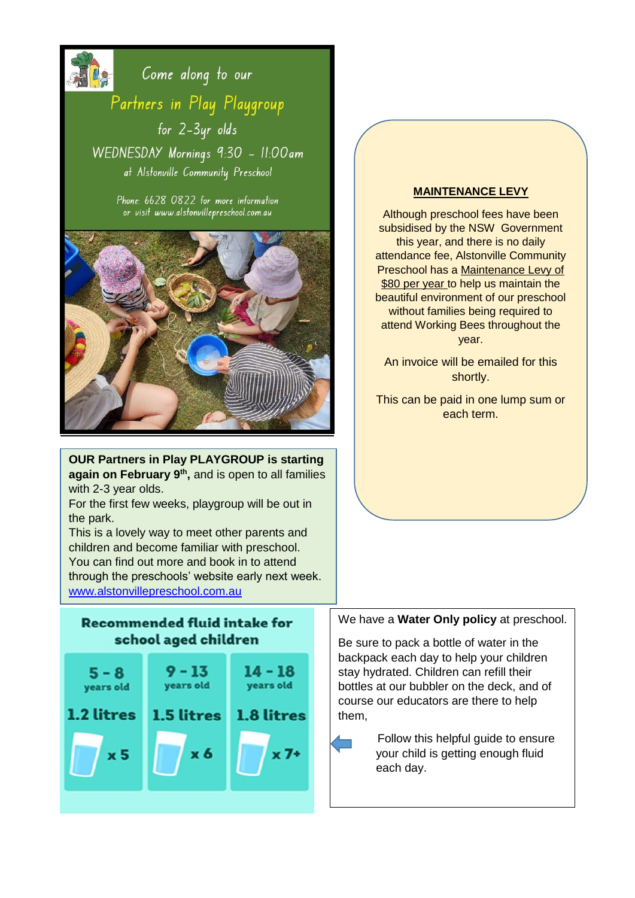Come along to our

Partners in Play Playgroup

for 2-3yr olds

WEDNESDAY Mornings 9:30 – 11:00am

at Alstonville Community Preschool

Phone: 6628 0822 for more information
or visit www.alstonvillepreschool.com.au

**OUR Partners in Play PLAYGROUP is starting again on February 9th,** and is open to all families with 2-3 year olds.
For the first few weeks, playgroup will be out in the park.
This is a lovely way to meet other parents and children and become familiar with preschool.
You can find out more and book in to attend through the preschools' website early next week.
www.alstonvillepreschool.com.au

## MAINTENANCE LEVY

Although preschool fees have been subsidised by the NSW Government this year, and there is no daily attendance fee, Alstonville Community Preschool has a Maintenance Levy of $80 per year to help us maintain the beautiful environment of our preschool without families being required to attend Working Bees throughout the year.

An invoice will be emailed for this shortly.

This can be paid in one lump sum or each term.

**Recommended fluid intake for school aged children**

| 5 - 8 years old | 9 - 13 years old | 14 - 18 years old |
|---|---|---|
| 1.2 litres | 1.5 litres | 1.8 litres |
| x 5 | x 6 | x 7+ |

We have a **Water Only policy** at preschool.

Be sure to pack a bottle of water in the backpack each day to help your children stay hydrated. Children can refill their bottles at our bubbler on the deck, and of course our educators are there to help them,

Follow this helpful guide to ensure your child is getting enough fluid each day.